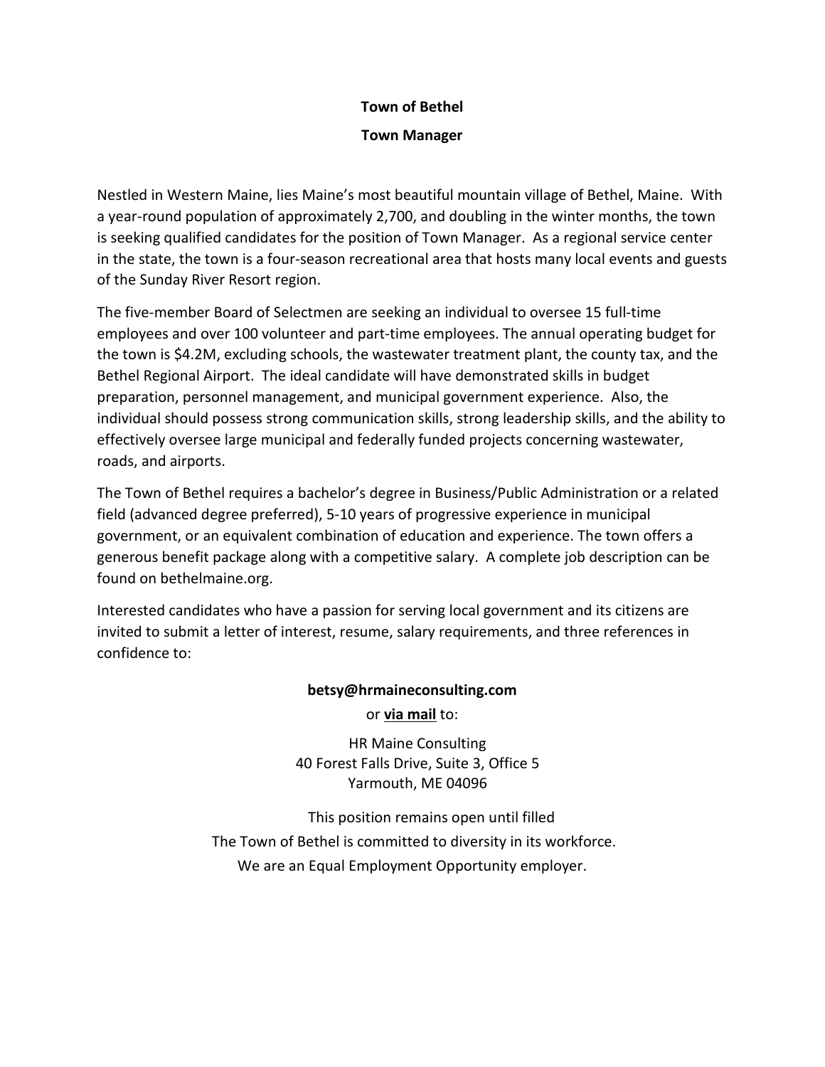# Town of Bethel

## Town Manager

Nestled in Western Maine, lies Maine's most beautiful mountain village of Bethel, Maine. With a year-round population of approximately 2,700, and doubling in the winter months, the town is seeking qualified candidates for the position of Town Manager. As a regional service center in the state, the town is a four-season recreational area that hosts many local events and guests of the Sunday River Resort region.

The five-member Board of Selectmen are seeking an individual to oversee 15 full-time employees and over 100 volunteer and part-time employees. The annual operating budget for the town is $4.2M, excluding schools, the wastewater treatment plant, the county tax, and the Bethel Regional Airport. The ideal candidate will have demonstrated skills in budget preparation, personnel management, and municipal government experience. Also, the individual should possess strong communication skills, strong leadership skills, and the ability to effectively oversee large municipal and federally funded projects concerning wastewater, roads, and airports.

The Town of Bethel requires a bachelor's degree in Business/Public Administration or a related field (advanced degree preferred), 5-10 years of progressive experience in municipal government, or an equivalent combination of education and experience. The town offers a generous benefit package along with a competitive salary. A complete job description can be found on bethelmaine.org.

Interested candidates who have a passion for serving local government and its citizens are invited to submit a letter of interest, resume, salary requirements, and three references in confidence to:

**betsy@hrmaineconsulting.com**

or **via mail** to:

HR Maine Consulting
40 Forest Falls Drive, Suite 3, Office 5
Yarmouth, ME 04096

This position remains open until filled
The Town of Bethel is committed to diversity in its workforce.
We are an Equal Employment Opportunity employer.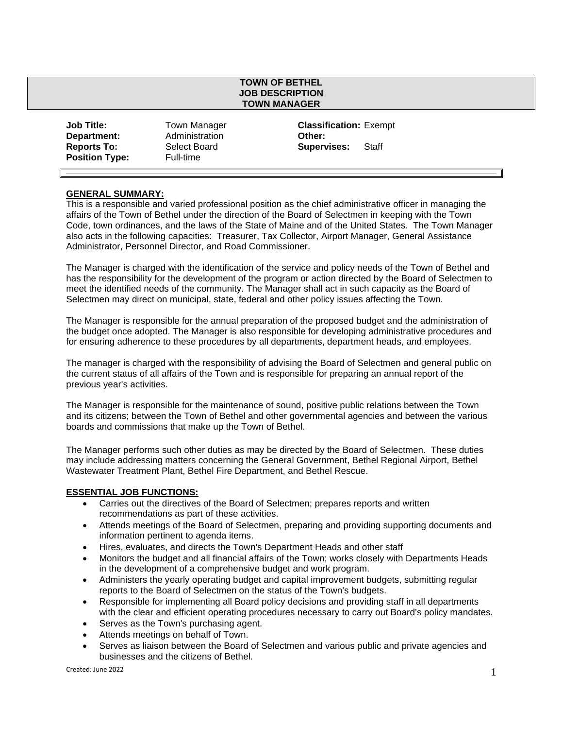**TOWN OF BETHEL**
**JOB DESCRIPTION**
**TOWN MANAGER**

| | | | |
|---|---|---|---|
| **Job Title:** | Town Manager | **Classification:** | Exempt |
| **Department:** | Administration | **Other:** | |
| **Reports To:** | Select Board | **Supervises:** | Staff |
| **Position Type:** | Full-time | | |

## GENERAL SUMMARY:

This is a responsible and varied professional position as the chief administrative officer in managing the affairs of the Town of Bethel under the direction of the Board of Selectmen in keeping with the Town Code, town ordinances, and the laws of the State of Maine and of the United States. The Town Manager also acts in the following capacities: Treasurer, Tax Collector, Airport Manager, General Assistance Administrator, Personnel Director, and Road Commissioner.

The Manager is charged with the identification of the service and policy needs of the Town of Bethel and has the responsibility for the development of the program or action directed by the Board of Selectmen to meet the identified needs of the community. The Manager shall act in such capacity as the Board of Selectmen may direct on municipal, state, federal and other policy issues affecting the Town.

The Manager is responsible for the annual preparation of the proposed budget and the administration of the budget once adopted. The Manager is also responsible for developing administrative procedures and for ensuring adherence to these procedures by all departments, department heads, and employees.

The manager is charged with the responsibility of advising the Board of Selectmen and general public on the current status of all affairs of the Town and is responsible for preparing an annual report of the previous year's activities.

The Manager is responsible for the maintenance of sound, positive public relations between the Town and its citizens; between the Town of Bethel and other governmental agencies and between the various boards and commissions that make up the Town of Bethel.

The Manager performs such other duties as may be directed by the Board of Selectmen. These duties may include addressing matters concerning the General Government, Bethel Regional Airport, Bethel Wastewater Treatment Plant, Bethel Fire Department, and Bethel Rescue.

## ESSENTIAL JOB FUNCTIONS:

- Carries out the directives of the Board of Selectmen; prepares reports and written recommendations as part of these activities.
- Attends meetings of the Board of Selectmen, preparing and providing supporting documents and information pertinent to agenda items.
- Hires, evaluates, and directs the Town's Department Heads and other staff
- Monitors the budget and all financial affairs of the Town; works closely with Departments Heads in the development of a comprehensive budget and work program.
- Administers the yearly operating budget and capital improvement budgets, submitting regular reports to the Board of Selectmen on the status of the Town's budgets.
- Responsible for implementing all Board policy decisions and providing staff in all departments with the clear and efficient operating procedures necessary to carry out Board's policy mandates.
- Serves as the Town's purchasing agent.
- Attends meetings on behalf of Town.
- Serves as liaison between the Board of Selectmen and various public and private agencies and businesses and the citizens of Bethel.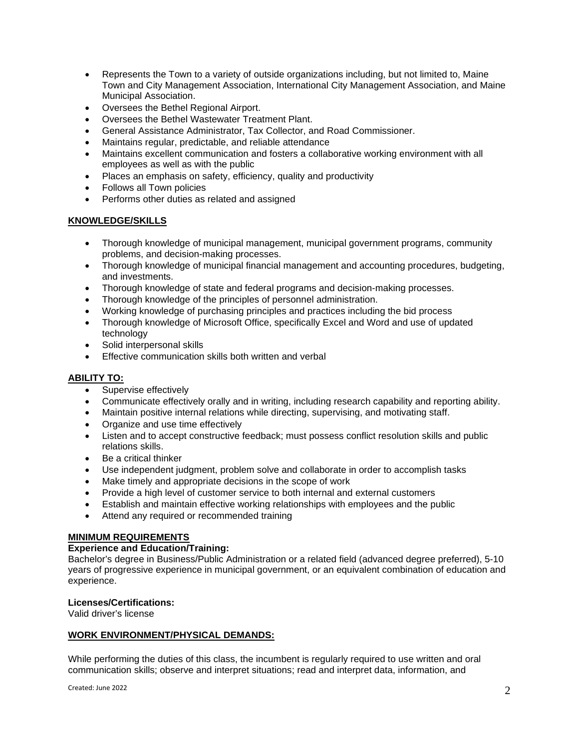- Represents the Town to a variety of outside organizations including, but not limited to, Maine Town and City Management Association, International City Management Association, and Maine Municipal Association.
- Oversees the Bethel Regional Airport.
- Oversees the Bethel Wastewater Treatment Plant.
- General Assistance Administrator, Tax Collector, and Road Commissioner.
- Maintains regular, predictable, and reliable attendance
- Maintains excellent communication and fosters a collaborative working environment with all employees as well as with the public
- Places an emphasis on safety, efficiency, quality and productivity
- Follows all Town policies
- Performs other duties as related and assigned

## KNOWLEDGE/SKILLS

- Thorough knowledge of municipal management, municipal government programs, community problems, and decision-making processes.
- Thorough knowledge of municipal financial management and accounting procedures, budgeting, and investments.
- Thorough knowledge of state and federal programs and decision-making processes.
- Thorough knowledge of the principles of personnel administration.
- Working knowledge of purchasing principles and practices including the bid process
- Thorough knowledge of Microsoft Office, specifically Excel and Word and use of updated technology
- Solid interpersonal skills
- Effective communication skills both written and verbal

## ABILITY TO:

- Supervise effectively
- Communicate effectively orally and in writing, including research capability and reporting ability.
- Maintain positive internal relations while directing, supervising, and motivating staff.
- Organize and use time effectively
- Listen and to accept constructive feedback; must possess conflict resolution skills and public relations skills.
- Be a critical thinker
- Use independent judgment, problem solve and collaborate in order to accomplish tasks
- Make timely and appropriate decisions in the scope of work
- Provide a high level of customer service to both internal and external customers
- Establish and maintain effective working relationships with employees and the public
- Attend any required or recommended training

## MINIMUM REQUIREMENTS

**Experience and Education/Training:**
Bachelor's degree in Business/Public Administration or a related field (advanced degree preferred), 5-10 years of progressive experience in municipal government, or an equivalent combination of education and experience.

**Licenses/Certifications:**
Valid driver's license

## WORK ENVIRONMENT/PHYSICAL DEMANDS:

While performing the duties of this class, the incumbent is regularly required to use written and oral communication skills; observe and interpret situations; read and interpret data, information, and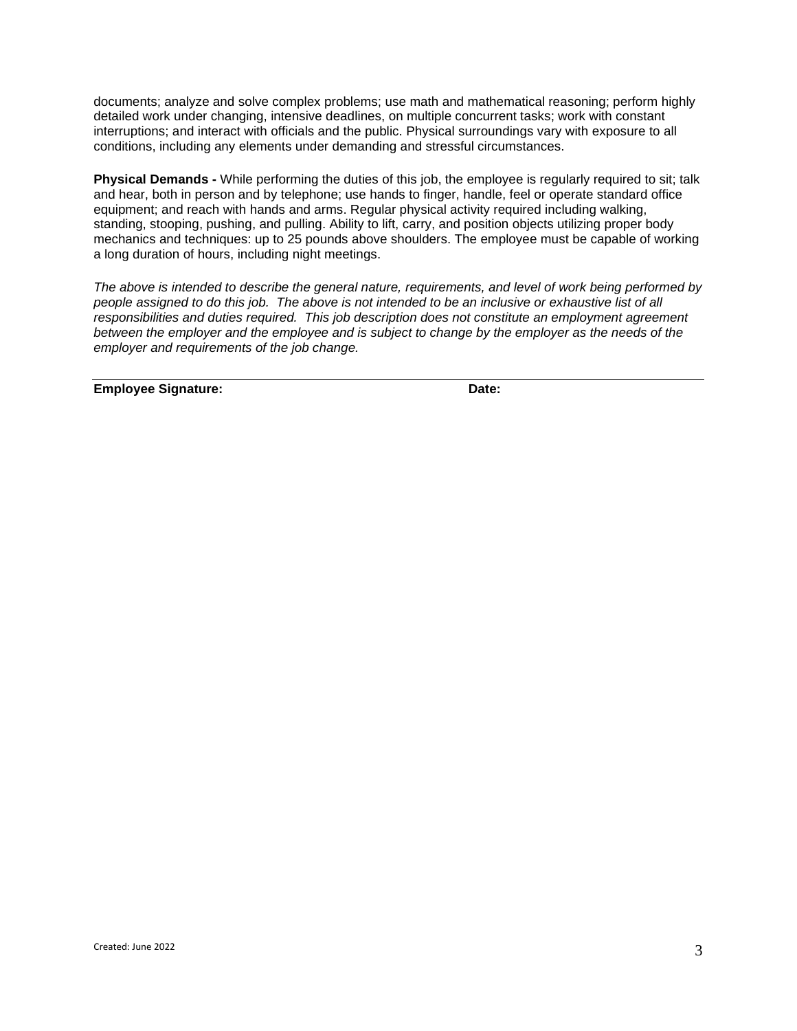documents; analyze and solve complex problems; use math and mathematical reasoning; perform highly detailed work under changing, intensive deadlines, on multiple concurrent tasks; work with constant interruptions; and interact with officials and the public. Physical surroundings vary with exposure to all conditions, including any elements under demanding and stressful circumstances.

**Physical Demands -** While performing the duties of this job, the employee is regularly required to sit; talk and hear, both in person and by telephone; use hands to finger, handle, feel or operate standard office equipment; and reach with hands and arms. Regular physical activity required including walking, standing, stooping, pushing, and pulling. Ability to lift, carry, and position objects utilizing proper body mechanics and techniques: up to 25 pounds above shoulders. The employee must be capable of working a long duration of hours, including night meetings.

*The above is intended to describe the general nature, requirements, and level of work being performed by people assigned to do this job. The above is not intended to be an inclusive or exhaustive list of all responsibilities and duties required. This job description does not constitute an employment agreement between the employer and the employee and is subject to change by the employer as the needs of the employer and requirements of the job change.*

**Employee Signature:** **Date:**

Created: June 2022